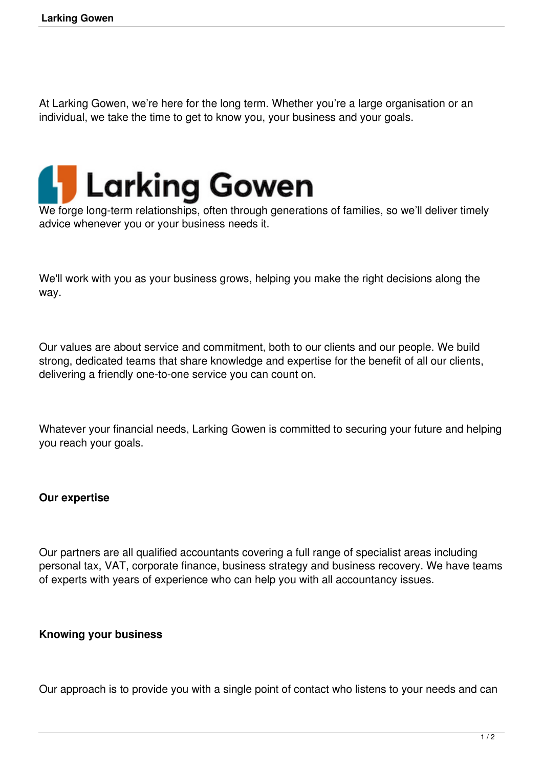At Larking Gowen, we’re here for the long term. Whether you’re a large organisation or an individual, we take the time to get to know you, your business and your goals.

We forge long-term relationships, often through generations of families, so we’ll deliver timely advice whenever you or your business needs it.

We'll work with you as your business grows, helping you make the right decisions along the way.

Our values are about service and commitment, both to our clients and our people. We build strong, dedicated teams that share knowledge and expertise for the benefit of all our clients, delivering a friendly one-to-one service you can count on.

Whatever your financial needs, Larking Gowen is committed to securing your future and helping you reach your goals.

**Our expertise**

Our partners are all qualified accountants covering a full range of specialist areas including personal tax, VAT, corporate finance, business strategy and business recovery. We have teams of experts with years of experience who can help you with all accountancy issues.

**Knowing your business**

Our approach is to provide you with a single point of contact who listens to your needs and can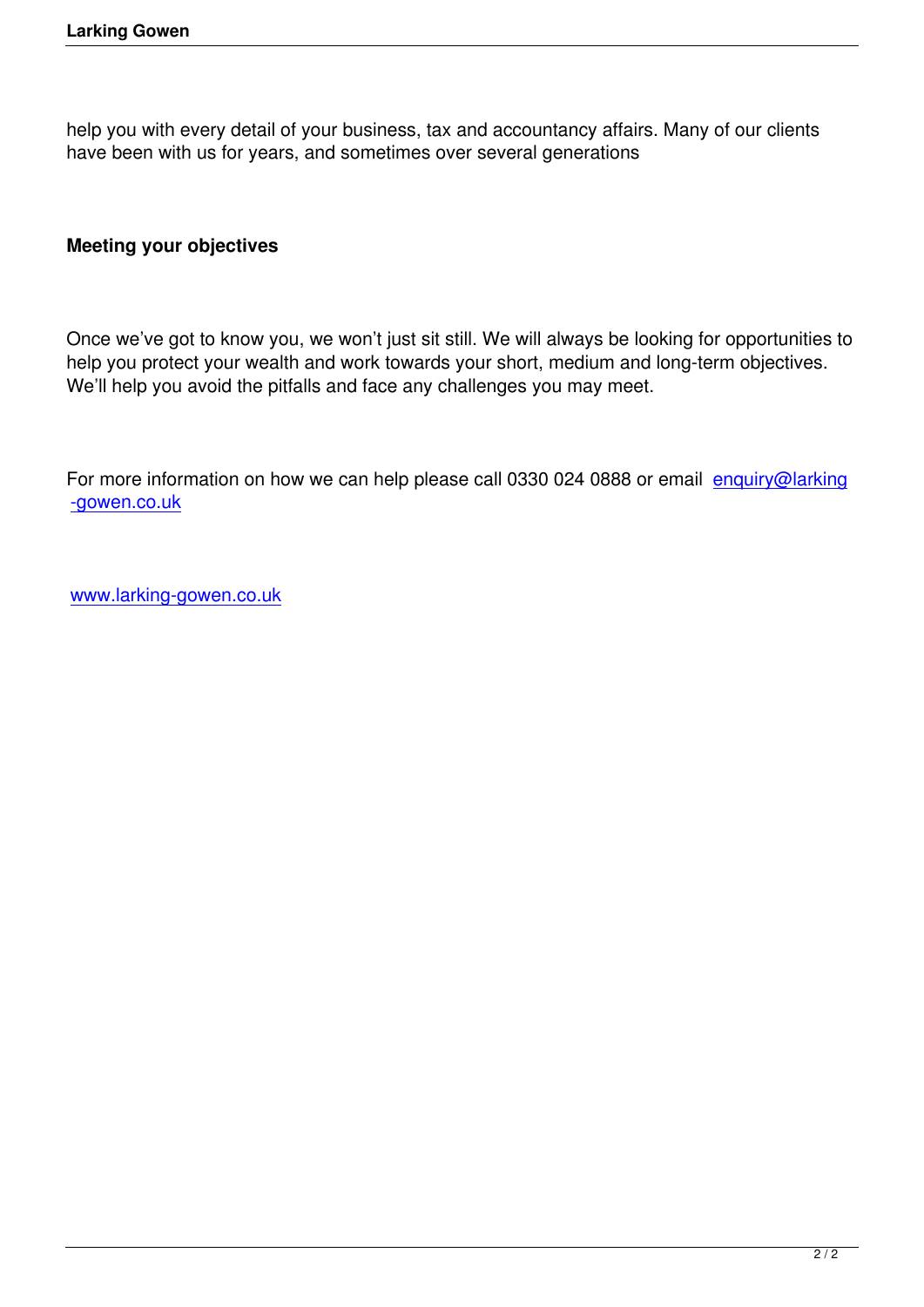help you with every detail of your business, tax and accountancy affairs. Many of our clients have been with us for years, and sometimes over several generations

**Meeting your objectives**

Once we've got to know you, we won't just sit still. We will always be looking for opportunities to help you protect your wealth and work towards your short, medium and long-term objectives. We'll help you avoid the pitfalls and face any challenges you may meet.

For more information on how we can help please call 0330 024 0888 or email enquiry@larking-gowen.co.uk

www.larking-gowen.co.uk